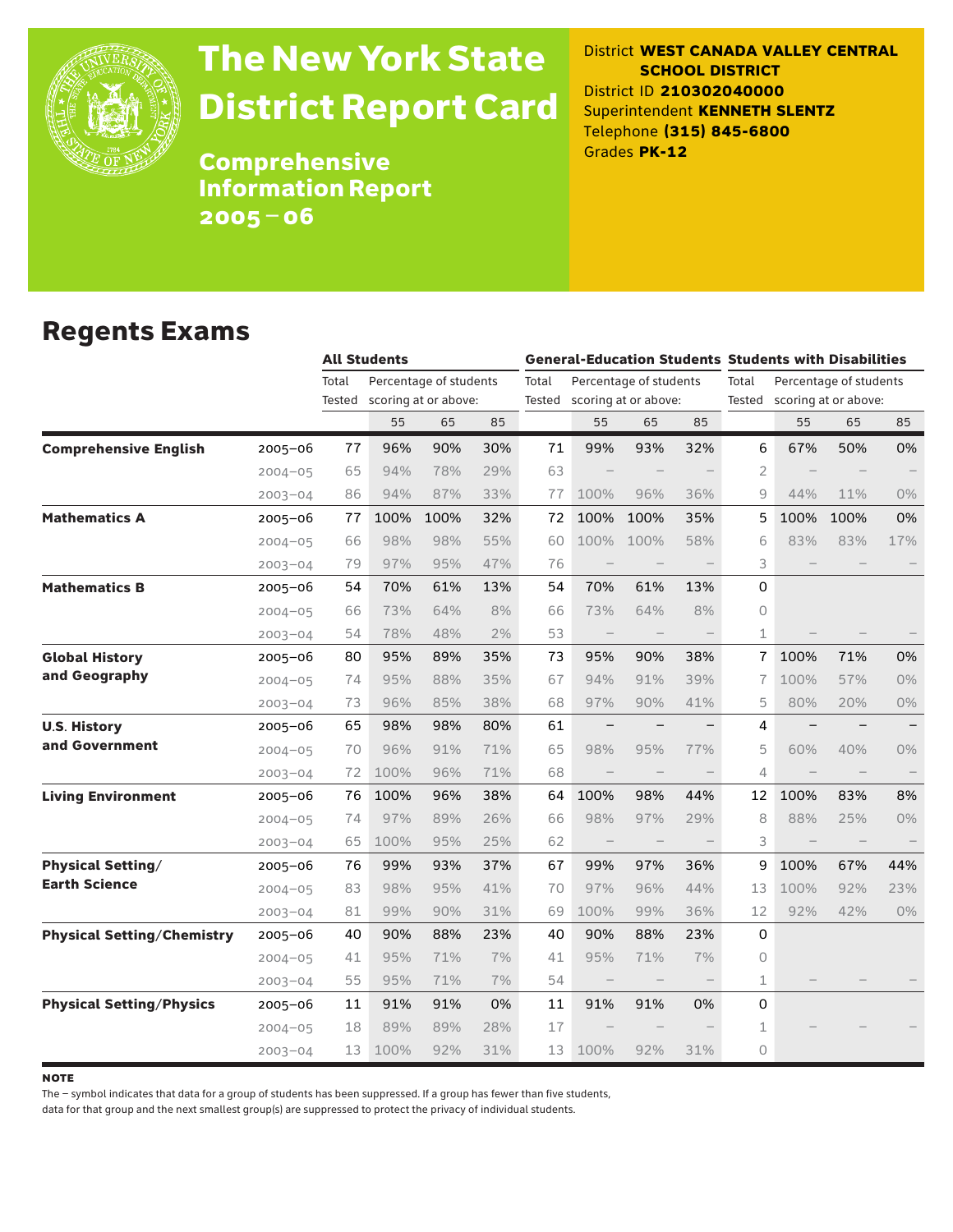# The New York State District Report Card

## Comprehensive Information Report 2005 – 06

District **WEST CANADA VALLEY CENTRAL SCHOOL DISTRICT**
District ID **210302040000**
Superintendent **KENNETH SLENTZ**
Telephone **(315) 845-6800**
Grades **PK-12**

## Regents Exams

| | | All Students | | | | General-Education Students | | | | Students with Disabilities | | | |
|---|---|---|---|---|---|---|---|---|---|---|---|---|---|
| | | Total Tested | Percentage of students scoring at or above: | | | Total Tested | Percentage of students scoring at or above: | | | Total Tested | Percentage of students scoring at or above: | | |
| | | | 55 | 65 | 85 | | 55 | 65 | 85 | | 55 | 65 | 85 |
| **Comprehensive English** | 2005–06 | 77 | 96% | 90% | 30% | 71 | 99% | 93% | 32% | 6 | 67% | 50% | 0% |
| | 2004–05 | 65 | 94% | 78% | 29% | 63 | – | – | – | 2 | – | – | – |
| | 2003–04 | 86 | 94% | 87% | 33% | 77 | 100% | 96% | 36% | 9 | 44% | 11% | 0% |
| **Mathematics A** | 2005–06 | 77 | 100% | 100% | 32% | 72 | 100% | 100% | 35% | 5 | 100% | 100% | 0% |
| | 2004–05 | 66 | 98% | 98% | 55% | 60 | 100% | 100% | 58% | 6 | 83% | 83% | 17% |
| | 2003–04 | 79 | 97% | 95% | 47% | 76 | – | – | – | 3 | – | – | – |
| **Mathematics B** | 2005–06 | 54 | 70% | 61% | 13% | 54 | 70% | 61% | 13% | 0 | | | |
| | 2004–05 | 66 | 73% | 64% | 8% | 66 | 73% | 64% | 8% | 0 | | | |
| | 2003–04 | 54 | 78% | 48% | 2% | 53 | – | – | – | 1 | – | – | – |
| **Global History and Geography** | 2005–06 | 80 | 95% | 89% | 35% | 73 | 95% | 90% | 38% | 7 | 100% | 71% | 0% |
| | 2004–05 | 74 | 95% | 88% | 35% | 67 | 94% | 91% | 39% | 7 | 100% | 57% | 0% |
| | 2003–04 | 73 | 96% | 85% | 38% | 68 | 97% | 90% | 41% | 5 | 80% | 20% | 0% |
| **U.S. History and Government** | 2005–06 | 65 | 98% | 98% | 80% | 61 | – | – | – | 4 | – | – | – |
| | 2004–05 | 70 | 96% | 91% | 71% | 65 | 98% | 95% | 77% | 5 | 60% | 40% | 0% |
| | 2003–04 | 72 | 100% | 96% | 71% | 68 | – | – | – | 4 | – | – | – |
| **Living Environment** | 2005–06 | 76 | 100% | 96% | 38% | 64 | 100% | 98% | 44% | 12 | 100% | 83% | 8% |
| | 2004–05 | 74 | 97% | 89% | 26% | 66 | 98% | 97% | 29% | 8 | 88% | 25% | 0% |
| | 2003–04 | 65 | 100% | 95% | 25% | 62 | – | – | – | 3 | – | – | – |
| **Physical Setting/ Earth Science** | 2005–06 | 76 | 99% | 93% | 37% | 67 | 99% | 97% | 36% | 9 | 100% | 67% | 44% |
| | 2004–05 | 83 | 98% | 95% | 41% | 70 | 97% | 96% | 44% | 13 | 100% | 92% | 23% |
| | 2003–04 | 81 | 99% | 90% | 31% | 69 | 100% | 99% | 36% | 12 | 92% | 42% | 0% |
| **Physical Setting/Chemistry** | 2005–06 | 40 | 90% | 88% | 23% | 40 | 90% | 88% | 23% | 0 | | | |
| | 2004–05 | 41 | 95% | 71% | 7% | 41 | 95% | 71% | 7% | 0 | | | |
| | 2003–04 | 55 | 95% | 71% | 7% | 54 | – | – | – | 1 | – | – | – |
| **Physical Setting/Physics** | 2005–06 | 11 | 91% | 91% | 0% | 11 | 91% | 91% | 0% | 0 | | | |
| | 2004–05 | 18 | 89% | 89% | 28% | 17 | – | – | – | 1 | – | – | – |
| | 2003–04 | 13 | 100% | 92% | 31% | 13 | 100% | 92% | 31% | 0 | | | |

**NOTE**

The – symbol indicates that data for a group of students has been suppressed. If a group has fewer than five students, data for that group and the next smallest group(s) are suppressed to protect the privacy of individual students.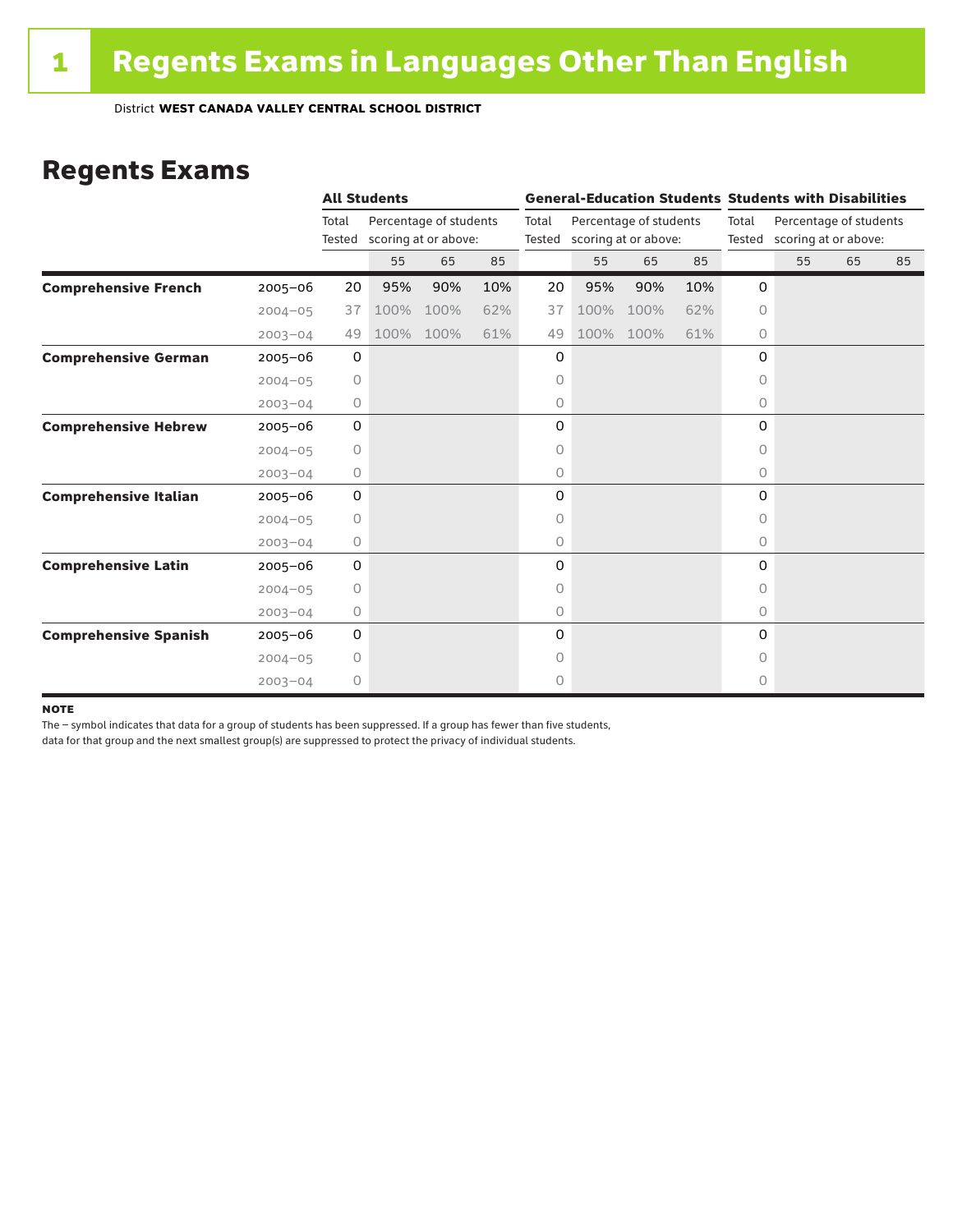# 1 Regents Exams in Languages Other Than English

District **WEST CANADA VALLEY CENTRAL SCHOOL DISTRICT**

## Regents Exams

| | | All Students | | | | General-Education Students | | | | Students with Disabilities | | | |
|---|---|---|---|---|---|---|---|---|---|---|---|---|---|
| | | Total Tested | Percentage of students scoring at or above: | | | Total Tested | Percentage of students scoring at or above: | | | Total Tested | Percentage of students scoring at or above: | | |
| | | | 55 | 65 | 85 | | 55 | 65 | 85 | | 55 | 65 | 85 |
| **Comprehensive French** | 2005–06 | 20 | 95% | 90% | 10% | 20 | 95% | 90% | 10% | 0 | | | |
| | 2004–05 | 37 | 100% | 100% | 62% | 37 | 100% | 100% | 62% | 0 | | | |
| | 2003–04 | 49 | 100% | 100% | 61% | 49 | 100% | 100% | 61% | 0 | | | |
| **Comprehensive German** | 2005–06 | 0 | | | | 0 | | | | 0 | | | |
| | 2004–05 | 0 | | | | 0 | | | | 0 | | | |
| | 2003–04 | 0 | | | | 0 | | | | 0 | | | |
| **Comprehensive Hebrew** | 2005–06 | 0 | | | | 0 | | | | 0 | | | |
| | 2004–05 | 0 | | | | 0 | | | | 0 | | | |
| | 2003–04 | 0 | | | | 0 | | | | 0 | | | |
| **Comprehensive Italian** | 2005–06 | 0 | | | | 0 | | | | 0 | | | |
| | 2004–05 | 0 | | | | 0 | | | | 0 | | | |
| | 2003–04 | 0 | | | | 0 | | | | 0 | | | |
| **Comprehensive Latin** | 2005–06 | 0 | | | | 0 | | | | 0 | | | |
| | 2004–05 | 0 | | | | 0 | | | | 0 | | | |
| | 2003–04 | 0 | | | | 0 | | | | 0 | | | |
| **Comprehensive Spanish** | 2005–06 | 0 | | | | 0 | | | | 0 | | | |
| | 2004–05 | 0 | | | | 0 | | | | 0 | | | |
| | 2003–04 | 0 | | | | 0 | | | | 0 | | | |

**NOTE**

The – symbol indicates that data for a group of students has been suppressed. If a group has fewer than five students, data for that group and the next smallest group(s) are suppressed to protect the privacy of individual students.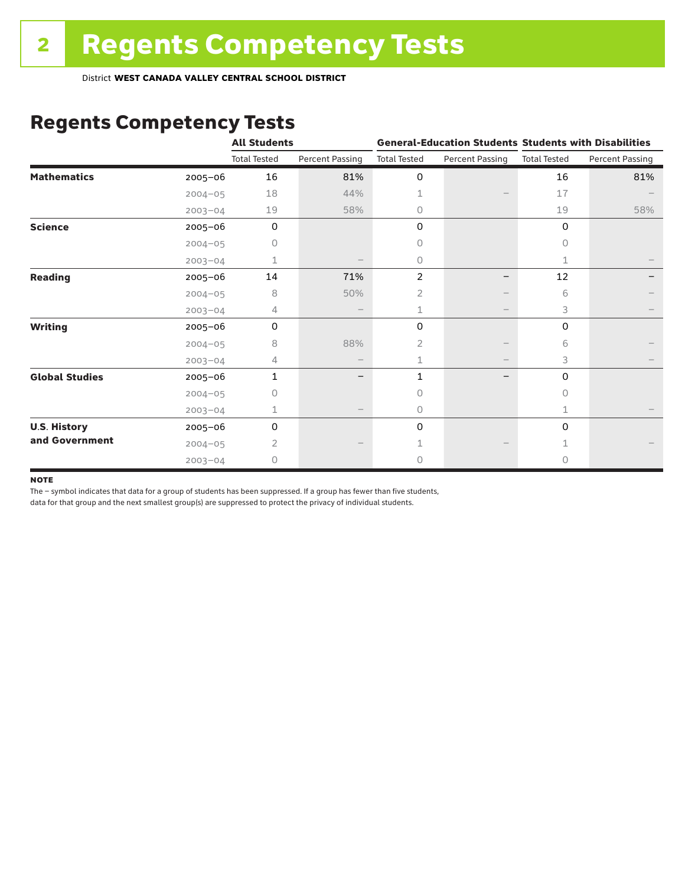# 2 Regents Competency Tests

District **WEST CANADA VALLEY CENTRAL SCHOOL DISTRICT**

## Regents Competency Tests

| | | All Students | | General-Education Students | | Students with Disabilities | |
|---|---|---|---|---|---|---|---|
| | | Total Tested | Percent Passing | Total Tested | Percent Passing | Total Tested | Percent Passing |
| **Mathematics** | 2005–06 | 16 | 81% | 0 | | 16 | 81% |
| | 2004–05 | 18 | 44% | 1 | – | 17 | – |
| | 2003–04 | 19 | 58% | 0 | | 19 | 58% |
| **Science** | 2005–06 | 0 | | 0 | | 0 | |
| | 2004–05 | 0 | | 0 | | 0 | |
| | 2003–04 | 1 | – | 0 | | 1 | – |
| **Reading** | 2005–06 | 14 | 71% | 2 | – | 12 | – |
| | 2004–05 | 8 | 50% | 2 | – | 6 | – |
| | 2003–04 | 4 | – | 1 | – | 3 | – |
| **Writing** | 2005–06 | 0 | | 0 | | 0 | |
| | 2004–05 | 8 | 88% | 2 | – | 6 | – |
| | 2003–04 | 4 | – | 1 | – | 3 | – |
| **Global Studies** | 2005–06 | 1 | – | 1 | – | 0 | |
| | 2004–05 | 0 | | 0 | | 0 | |
| | 2003–04 | 1 | – | 0 | | 1 | – |
| **U.S. History and Government** | 2005–06 | 0 | | 0 | | 0 | |
| | 2004–05 | 2 | – | 1 | – | 1 | – |
| | 2003–04 | 0 | | 0 | | 0 | |

**NOTE**

The – symbol indicates that data for a group of students has been suppressed. If a group has fewer than five students, data for that group and the next smallest group(s) are suppressed to protect the privacy of individual students.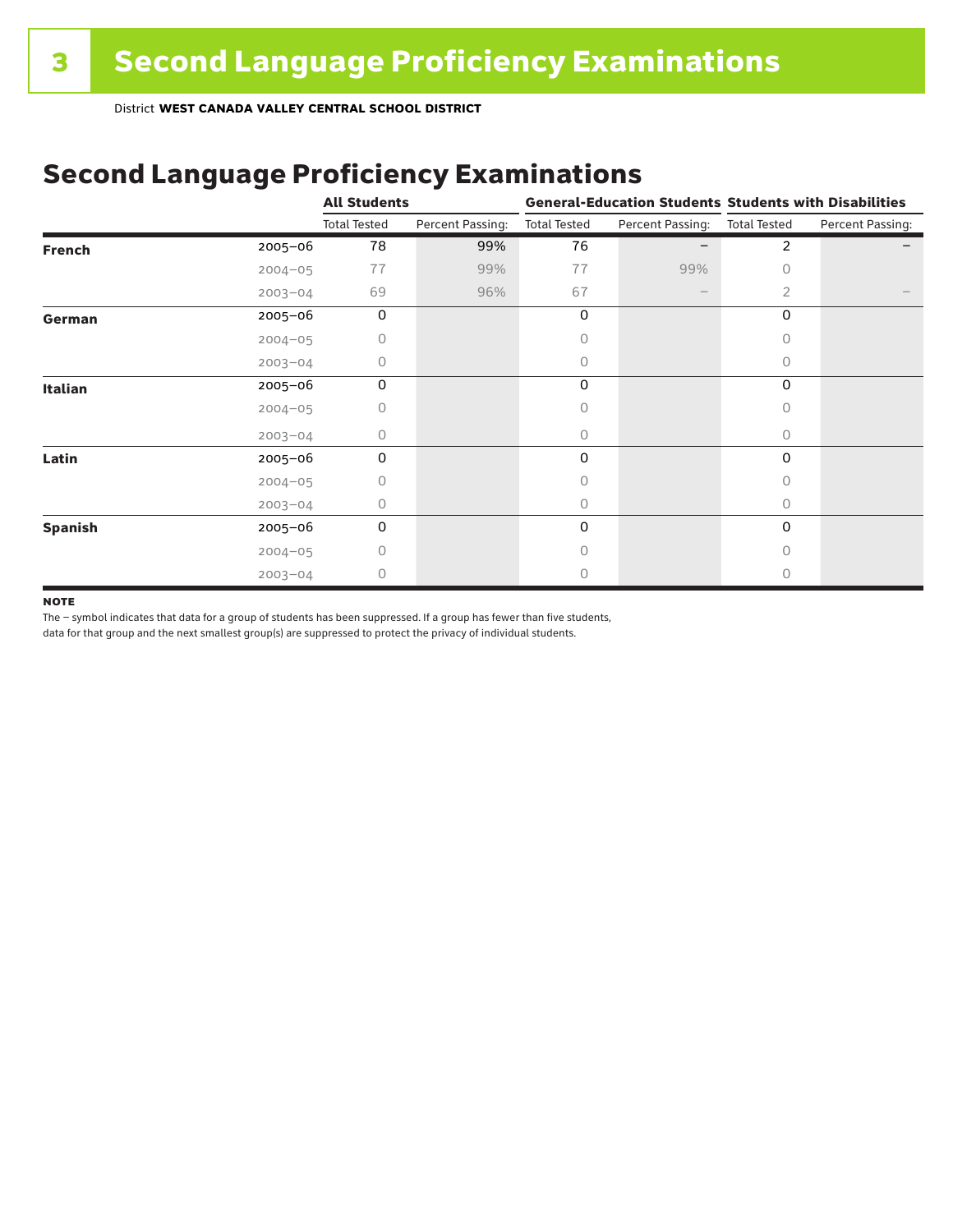District **WEST CANADA VALLEY CENTRAL SCHOOL DISTRICT**

## Second Language Proficiency Examinations

| | | All Students | | General-Education Students | | Students with Disabilities | |
|---|---|---|---|---|---|---|---|
| | | Total Tested | Percent Passing: | Total Tested | Percent Passing: | Total Tested | Percent Passing: |
| **French** | 2005–06 | 78 | 99% | 76 | – | 2 | – |
| | 2004–05 | 77 | 99% | 77 | 99% | 0 | |
| | 2003–04 | 69 | 96% | 67 | – | 2 | – |
| **German** | 2005–06 | 0 | | 0 | | 0 | |
| | 2004–05 | 0 | | 0 | | 0 | |
| | 2003–04 | 0 | | 0 | | 0 | |
| **Italian** | 2005–06 | 0 | | 0 | | 0 | |
| | 2004–05 | 0 | | 0 | | 0 | |
| | 2003–04 | 0 | | 0 | | 0 | |
| **Latin** | 2005–06 | 0 | | 0 | | 0 | |
| | 2004–05 | 0 | | 0 | | 0 | |
| | 2003–04 | 0 | | 0 | | 0 | |
| **Spanish** | 2005–06 | 0 | | 0 | | 0 | |
| | 2004–05 | 0 | | 0 | | 0 | |
| | 2003–04 | 0 | | 0 | | 0 | |

**NOTE**

The – symbol indicates that data for a group of students has been suppressed. If a group has fewer than five students, data for that group and the next smallest group(s) are suppressed to protect the privacy of individual students.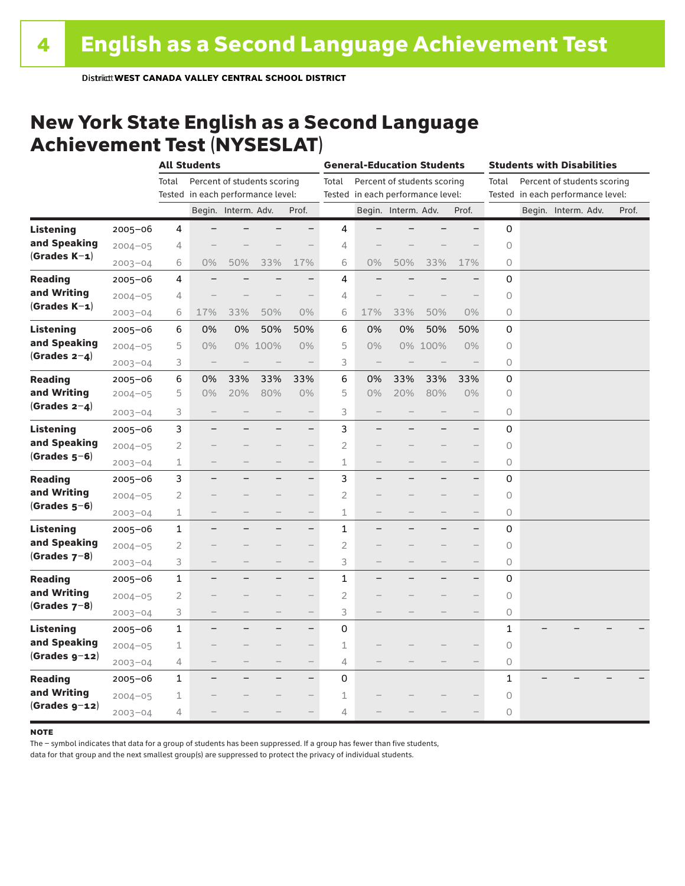District **WEST CANADA VALLEY CENTRAL SCHOOL DISTRICT**

# New York State English as a Second Language Achievement Test (NYSESLAT)

| | | All Students | | | | | General-Education Students | | | | | Students with Disabilities | | | | |
|---|---|---|---|---|---|---|---|---|---|---|---|---|---|---|---|---|
| | | Total Tested | Percent of students scoring in each performance level: | | | | Total Tested | Percent of students scoring in each performance level: | | | | Total Tested | Percent of students scoring in each performance level: | | | |
| | | | Begin. | Interm. | Adv. | Prof. | | Begin. | Interm. | Adv. | Prof. | | Begin. | Interm. | Adv. | Prof. |
| **Listening and Speaking (Grades K–1)** | 2005–06 | 4 | – | – | – | – | 4 | – | – | – | – | 0 | | | | |
| | 2004–05 | 4 | – | – | – | – | 4 | – | – | – | – | 0 | | | | |
| | 2003–04 | 6 | 0% | 50% | 33% | 17% | 6 | 0% | 50% | 33% | 17% | 0 | | | | |
| **Reading and Writing (Grades K–1)** | 2005–06 | 4 | – | – | – | – | 4 | – | – | – | – | 0 | | | | |
| | 2004–05 | 4 | – | – | – | – | 4 | – | – | – | – | 0 | | | | |
| | 2003–04 | 6 | 17% | 33% | 50% | 0% | 6 | 17% | 33% | 50% | 0% | 0 | | | | |
| **Listening and Speaking (Grades 2–4)** | 2005–06 | 6 | 0% | 0% | 50% | 50% | 6 | 0% | 0% | 50% | 50% | 0 | | | | |
| | 2004–05 | 5 | 0% | 0% | 100% | 0% | 5 | 0% | 0% | 100% | 0% | 0 | | | | |
| | 2003–04 | 3 | – | – | – | – | 3 | – | – | – | – | 0 | | | | |
| **Reading and Writing (Grades 2–4)** | 2005–06 | 6 | 0% | 33% | 33% | 33% | 6 | 0% | 33% | 33% | 33% | 0 | | | | |
| | 2004–05 | 5 | 0% | 20% | 80% | 0% | 5 | 0% | 20% | 80% | 0% | 0 | | | | |
| | 2003–04 | 3 | – | – | – | – | 3 | – | – | – | – | 0 | | | | |
| **Listening and Speaking (Grades 5–6)** | 2005–06 | 3 | – | – | – | – | 3 | – | – | – | – | 0 | | | | |
| | 2004–05 | 2 | – | – | – | – | 2 | – | – | – | – | 0 | | | | |
| | 2003–04 | 1 | – | – | – | – | 1 | – | – | – | – | 0 | | | | |
| **Reading and Writing (Grades 5–6)** | 2005–06 | 3 | – | – | – | – | 3 | – | – | – | – | 0 | | | | |
| | 2004–05 | 2 | – | – | – | – | 2 | – | – | – | – | 0 | | | | |
| | 2003–04 | 1 | – | – | – | – | 1 | – | – | – | – | 0 | | | | |
| **Listening and Speaking (Grades 7–8)** | 2005–06 | 1 | – | – | – | – | 1 | – | – | – | – | 0 | | | | |
| | 2004–05 | 2 | – | – | – | – | 2 | – | – | – | – | 0 | | | | |
| | 2003–04 | 3 | – | – | – | – | 3 | – | – | – | – | 0 | | | | |
| **Reading and Writing (Grades 7–8)** | 2005–06 | 1 | – | – | – | – | 1 | – | – | – | – | 0 | | | | |
| | 2004–05 | 2 | – | – | – | – | 2 | – | – | – | – | 0 | | | | |
| | 2003–04 | 3 | – | – | – | – | 3 | – | – | – | – | 0 | | | | |
| **Listening and Speaking (Grades 9–12)** | 2005–06 | 1 | – | – | – | – | 0 | | | | | 1 | – | – | – | – |
| | 2004–05 | 1 | – | – | – | – | 1 | – | – | – | – | 0 | | | | |
| | 2003–04 | 4 | – | – | – | – | 4 | – | – | – | – | 0 | | | | |
| **Reading and Writing (Grades 9–12)** | 2005–06 | 1 | – | – | – | – | 0 | | | | | 1 | – | – | – | – |
| | 2004–05 | 1 | – | – | – | – | 1 | – | – | – | – | 0 | | | | |
| | 2003–04 | 4 | – | – | – | – | 4 | – | – | – | – | 0 | | | | |

**NOTE**

The – symbol indicates that data for a group of students has been suppressed. If a group has fewer than five students, data for that group and the next smallest group(s) are suppressed to protect the privacy of individual students.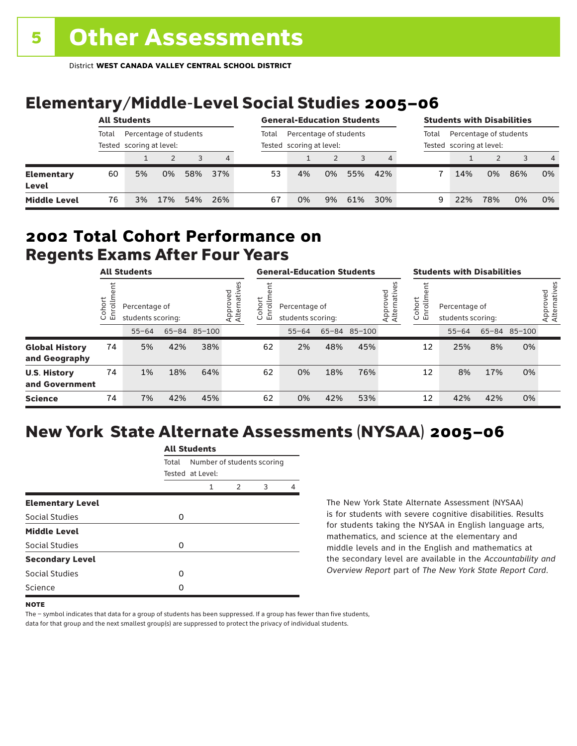# 5 Other Assessments

District **WEST CANADA VALLEY CENTRAL SCHOOL DISTRICT**

## Elementary/Middle-Level Social Studies 2005–06

| | All Students | | | | | General-Education Students | | | | | Students with Disabilities | | | | |
|---|---|---|---|---|---|---|---|---|---|---|---|---|---|---|---|
| | Total Tested | Percentage of students scoring at level: | | | | Total Tested | Percentage of students scoring at level: | | | | Total Tested | Percentage of students scoring at level: | | | |
| | | 1 | 2 | 3 | 4 | | 1 | 2 | 3 | 4 | | 1 | 2 | 3 | 4 |
| **Elementary Level** | 60 | 5% | 0% | 58% | 37% | 53 | 4% | 0% | 55% | 42% | 7 | 14% | 0% | 86% | 0% |
| **Middle Level** | 76 | 3% | 17% | 54% | 26% | 67 | 0% | 9% | 61% | 30% | 9 | 22% | 78% | 0% | 0% |

## 2002 Total Cohort Performance on Regents Exams After Four Years

| | All Students | | | | | General-Education Students | | | | | Students with Disabilities | | | | |
|---|---|---|---|---|---|---|---|---|---|---|---|---|---|---|---|
| | Cohort Enrollment | Percentage of students scoring: | | | Approved Alternatives | Cohort Enrollment | Percentage of students scoring: | | | Approved Alternatives | Cohort Enrollment | Percentage of students scoring: | | | Approved Alternatives |
| | | 55–64 | 65–84 | 85–100 | | | 55–64 | 65–84 | 85–100 | | | 55–64 | 65–84 | 85–100 | |
| **Global History and Geography** | 74 | 5% | 42% | 38% | | 62 | 2% | 48% | 45% | | 12 | 25% | 8% | 0% | |
| **U.S. History and Government** | 74 | 1% | 18% | 64% | | 62 | 0% | 18% | 76% | | 12 | 8% | 17% | 0% | |
| **Science** | 74 | 7% | 42% | 45% | | 62 | 0% | 42% | 53% | | 12 | 42% | 42% | 0% | |

## New York State Alternate Assessments (NYSAA) 2005–06

| | All Students | | | | |
|---|---|---|---|---|---|
| | Total Tested | Number of students scoring at Level: | | | |
| | | 1 | 2 | 3 | 4 |
| **Elementary Level** | | | | | |
| Social Studies | 0 | | | | |
| **Middle Level** | | | | | |
| Social Studies | 0 | | | | |
| **Secondary Level** | | | | | |
| Social Studies | 0 | | | | |
| Science | 0 | | | | |

The New York State Alternate Assessment (NYSAA) is for students with severe cognitive disabilities. Results for students taking the NYSAA in English language arts, mathematics, and science at the elementary and middle levels and in the English and mathematics at the secondary level are available in the *Accountability and Overview Report* part of *The New York State Report Card*.

**NOTE**

The – symbol indicates that data for a group of students has been suppressed. If a group has fewer than five students, data for that group and the next smallest group(s) are suppressed to protect the privacy of individual students.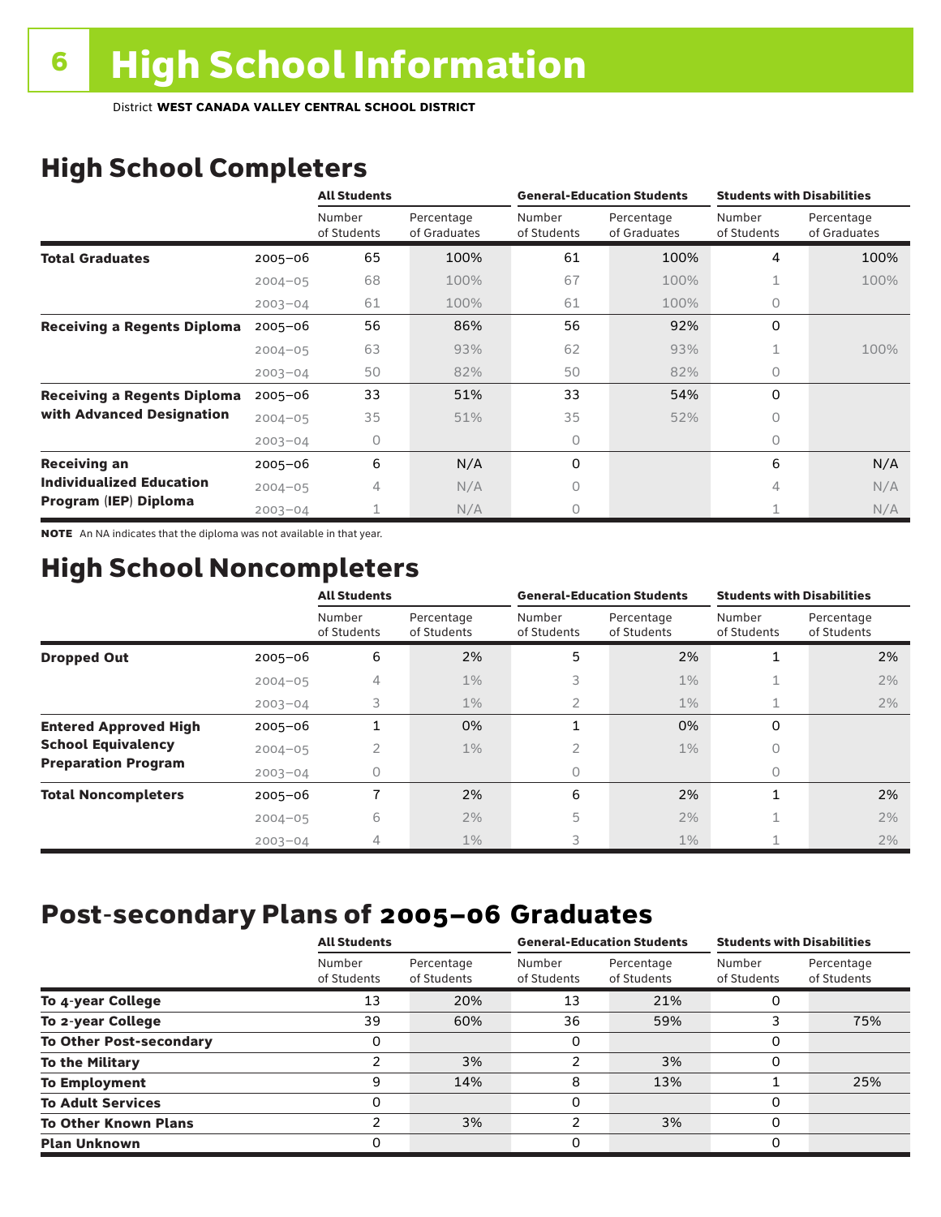# 6 High School Information

District **WEST CANADA VALLEY CENTRAL SCHOOL DISTRICT**

## High School Completers

| | | All Students | | General-Education Students | | Students with Disabilities | |
|---|---|---|---|---|---|---|---|
| | | Number of Students | Percentage of Graduates | Number of Students | Percentage of Graduates | Number of Students | Percentage of Graduates |
| **Total Graduates** | 2005–06 | 65 | 100% | 61 | 100% | 4 | 100% |
| | 2004–05 | 68 | 100% | 67 | 100% | 1 | 100% |
| | 2003–04 | 61 | 100% | 61 | 100% | 0 | |
| **Receiving a Regents Diploma** | 2005–06 | 56 | 86% | 56 | 92% | 0 | |
| | 2004–05 | 63 | 93% | 62 | 93% | 1 | 100% |
| | 2003–04 | 50 | 82% | 50 | 82% | 0 | |
| **Receiving a Regents Diploma with Advanced Designation** | 2005–06 | 33 | 51% | 33 | 54% | 0 | |
| | 2004–05 | 35 | 51% | 35 | 52% | 0 | |
| | 2003–04 | 0 | | 0 | | 0 | |
| **Receiving an Individualized Education Program (IEP) Diploma** | 2005–06 | 6 | N/A | 0 | | 6 | N/A |
| | 2004–05 | 4 | N/A | 0 | | 4 | N/A |
| | 2003–04 | 1 | N/A | 0 | | 1 | N/A |

**NOTE** An NA indicates that the diploma was not available in that year.

## High School Noncompleters

| | | All Students | | General-Education Students | | Students with Disabilities | |
|---|---|---|---|---|---|---|---|
| | | Number of Students | Percentage of Students | Number of Students | Percentage of Students | Number of Students | Percentage of Students |
| **Dropped Out** | 2005–06 | 6 | 2% | 5 | 2% | 1 | 2% |
| | 2004–05 | 4 | 1% | 3 | 1% | 1 | 2% |
| | 2003–04 | 3 | 1% | 2 | 1% | 1 | 2% |
| **Entered Approved High School Equivalency Preparation Program** | 2005–06 | 1 | 0% | 1 | 0% | 0 | |
| | 2004–05 | 2 | 1% | 2 | 1% | 0 | |
| | 2003–04 | 0 | | 0 | | 0 | |
| **Total Noncompleters** | 2005–06 | 7 | 2% | 6 | 2% | 1 | 2% |
| | 2004–05 | 6 | 2% | 5 | 2% | 1 | 2% |
| | 2003–04 | 4 | 1% | 3 | 1% | 1 | 2% |

## Post-secondary Plans of 2005–06 Graduates

| | All Students | | General-Education Students | | Students with Disabilities | |
|---|---|---|---|---|---|---|
| | Number of Students | Percentage of Students | Number of Students | Percentage of Students | Number of Students | Percentage of Students |
| **To 4-year College** | 13 | 20% | 13 | 21% | 0 | |
| **To 2-year College** | 39 | 60% | 36 | 59% | 3 | 75% |
| **To Other Post-secondary** | 0 | | 0 | | 0 | |
| **To the Military** | 2 | 3% | 2 | 3% | 0 | |
| **To Employment** | 9 | 14% | 8 | 13% | 1 | 25% |
| **To Adult Services** | 0 | | 0 | | 0 | |
| **To Other Known Plans** | 2 | 3% | 2 | 3% | 0 | |
| **Plan Unknown** | 0 | | 0 | | 0 | |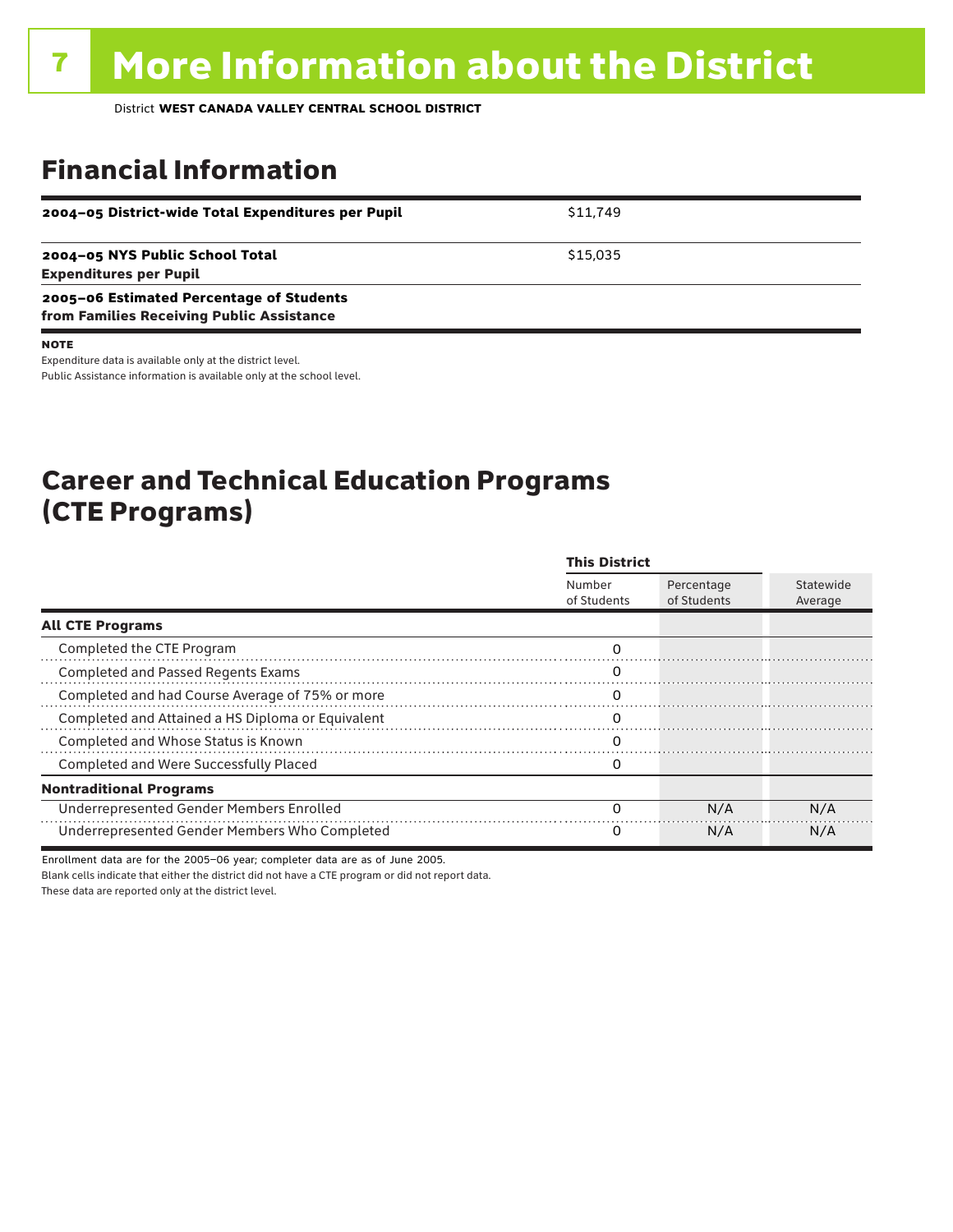# 7 More Information about the District

District **WEST CANADA VALLEY CENTRAL SCHOOL DISTRICT**

## Financial Information

| | |
|---|---|
| **2004–05 District-wide Total Expenditures per Pupil** | $11,749 |
| **2004–05 NYS Public School Total Expenditures per Pupil** | $15,035 |
| **2005–06 Estimated Percentage of Students from Families Receiving Public Assistance** | |

**NOTE**

Expenditure data is available only at the district level.
Public Assistance information is available only at the school level.

## Career and Technical Education Programs (CTE Programs)

| | This District | | |
|---|---|---|---|
| | Number of Students | Percentage of Students | Statewide Average |
| **All CTE Programs** | | | |
| Completed the CTE Program | 0 | | |
| Completed and Passed Regents Exams | 0 | | |
| Completed and had Course Average of 75% or more | 0 | | |
| Completed and Attained a HS Diploma or Equivalent | 0 | | |
| Completed and Whose Status is Known | 0 | | |
| Completed and Were Successfully Placed | 0 | | |
| **Nontraditional Programs** | | | |
| Underrepresented Gender Members Enrolled | 0 | N/A | N/A |
| Underrepresented Gender Members Who Completed | 0 | N/A | N/A |

Enrollment data are for the 2005–06 year; completer data are as of June 2005.
Blank cells indicate that either the district did not have a CTE program or did not report data.
These data are reported only at the district level.